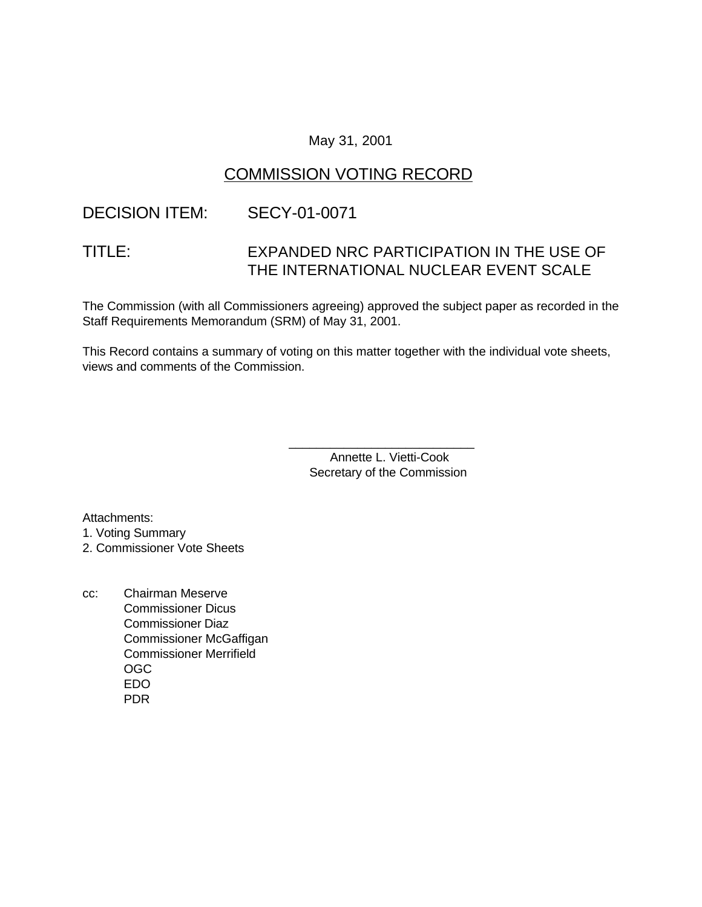May 31, 2001

# COMMISSION VOTING RECORD

DECISION ITEM: SECY-01-0071

TITLE: EXPANDED NRC PARTICIPATION IN THE USE OF THE INTERNATIONAL NUCLEAR EVENT SCALE

The Commission (with all Commissioners agreeing) approved the subject paper as recorded in the Staff Requirements Memorandum (SRM) of May 31, 2001.

This Record contains a summary of voting on this matter together with the individual vote sheets, views and comments of the Commission.

\_\_\_\_\_\_\_\_\_\_\_\_\_\_\_\_\_\_\_\_\_\_\_\_\_\_\_

Annette L. Vietti-Cook
Secretary of the Commission

Attachments:
1. Voting Summary
2. Commissioner Vote Sheets

cc: Chairman Meserve
Commissioner Dicus
Commissioner Diaz
Commissioner McGaffigan
Commissioner Merrifield
OGC
EDO
PDR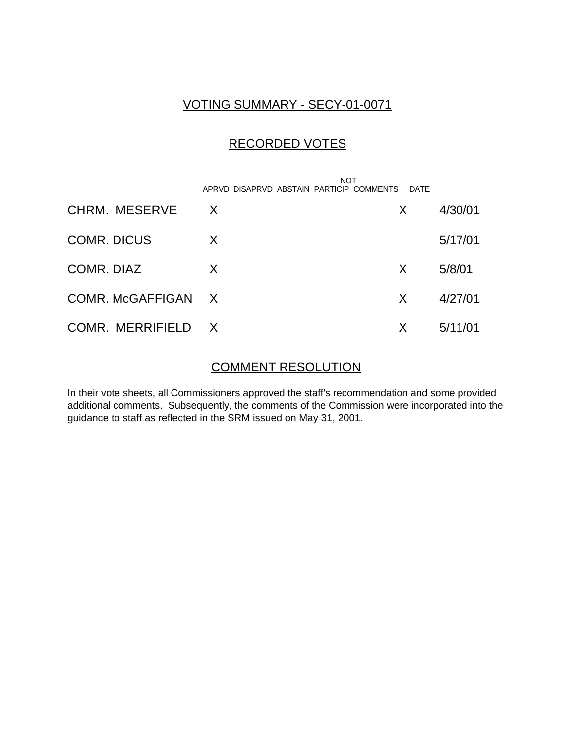# VOTING SUMMARY - SECY-01-0071

## RECORDED VOTES

| | APRVD | DISAPRVD | ABSTAIN | NOT PARTICIP | COMMENTS | DATE |
|---|---|---|---|---|---|---|
| CHRM. MESERVE | X | | | | X | 4/30/01 |
| COMR. DICUS | X | | | | | 5/17/01 |
| COMR. DIAZ | X | | | | X | 5/8/01 |
| COMR. McGAFFIGAN | X | | | | X | 4/27/01 |
| COMR. MERRIFIELD | X | | | | X | 5/11/01 |

## COMMENT RESOLUTION

In their vote sheets, all Commissioners approved the staff's recommendation and some provided additional comments. Subsequently, the comments of the Commission were incorporated into the guidance to staff as reflected in the SRM issued on May 31, 2001.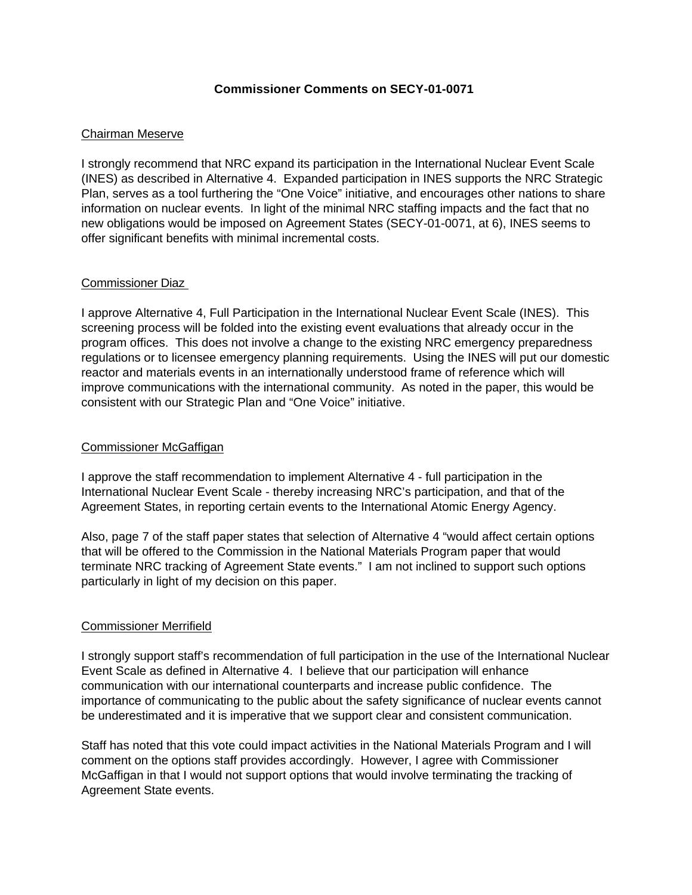# Commissioner Comments on SECY-01-0071

Chairman Meserve

I strongly recommend that NRC expand its participation in the International Nuclear Event Scale (INES) as described in Alternative 4. Expanded participation in INES supports the NRC Strategic Plan, serves as a tool furthering the "One Voice" initiative, and encourages other nations to share information on nuclear events. In light of the minimal NRC staffing impacts and the fact that no new obligations would be imposed on Agreement States (SECY-01-0071, at 6), INES seems to offer significant benefits with minimal incremental costs.

Commissioner Diaz

I approve Alternative 4, Full Participation in the International Nuclear Event Scale (INES). This screening process will be folded into the existing event evaluations that already occur in the program offices. This does not involve a change to the existing NRC emergency preparedness regulations or to licensee emergency planning requirements. Using the INES will put our domestic reactor and materials events in an internationally understood frame of reference which will improve communications with the international community. As noted in the paper, this would be consistent with our Strategic Plan and "One Voice" initiative.

Commissioner McGaffigan

I approve the staff recommendation to implement Alternative 4 - full participation in the International Nuclear Event Scale - thereby increasing NRC's participation, and that of the Agreement States, in reporting certain events to the International Atomic Energy Agency.

Also, page 7 of the staff paper states that selection of Alternative 4 "would affect certain options that will be offered to the Commission in the National Materials Program paper that would terminate NRC tracking of Agreement State events." I am not inclined to support such options particularly in light of my decision on this paper.

Commissioner Merrifield

I strongly support staff's recommendation of full participation in the use of the International Nuclear Event Scale as defined in Alternative 4. I believe that our participation will enhance communication with our international counterparts and increase public confidence. The importance of communicating to the public about the safety significance of nuclear events cannot be underestimated and it is imperative that we support clear and consistent communication.

Staff has noted that this vote could impact activities in the National Materials Program and I will comment on the options staff provides accordingly. However, I agree with Commissioner McGaffigan in that I would not support options that would involve terminating the tracking of Agreement State events.